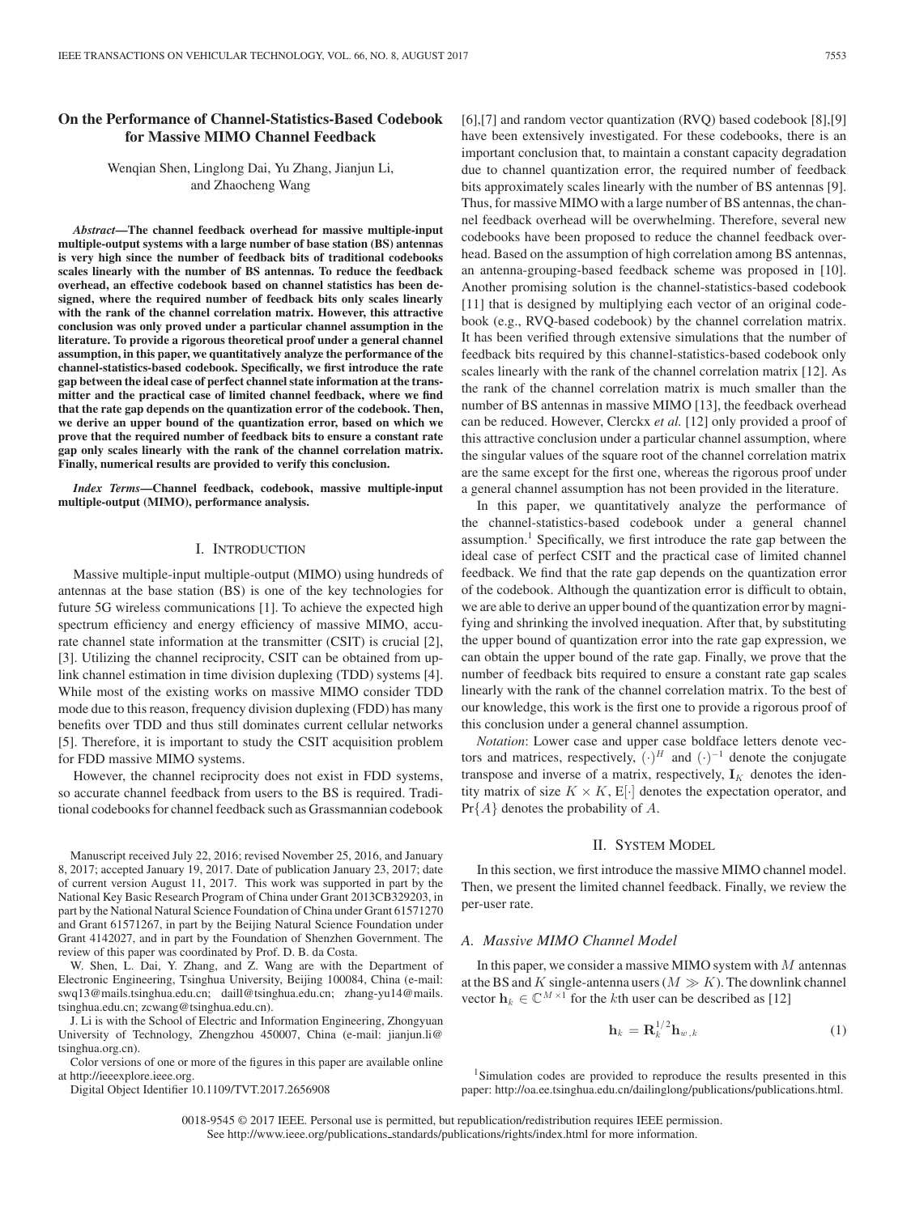# On the Performance of Channel-Statistics-Based Codebook for Massive MIMO Channel Feedback

Wenqian Shen, Linglong Dai, Yu Zhang, Jianjun Li, and Zhaocheng Wang

***Abstract*—The channel feedback overhead for massive multiple-input multiple-output systems with a large number of base station (BS) antennas is very high since the number of feedback bits of traditional codebooks scales linearly with the number of BS antennas. To reduce the feedback overhead, an effective codebook based on channel statistics has been designed, where the required number of feedback bits only scales linearly with the rank of the channel correlation matrix. However, this attractive conclusion was only proved under a particular channel assumption in the literature. To provide a rigorous theoretical proof under a general channel assumption, in this paper, we quantitatively analyze the performance of the channel-statistics-based codebook. Specifically, we first introduce the rate gap between the ideal case of perfect channel state information at the transmitter and the practical case of limited channel feedback, where we find that the rate gap depends on the quantization error of the codebook. Then, we derive an upper bound of the quantization error, based on which we prove that the required number of feedback bits to ensure a constant rate gap only scales linearly with the rank of the channel correlation matrix. Finally, numerical results are provided to verify this conclusion.**

***Index Terms*—Channel feedback, codebook, massive multiple-input multiple-output (MIMO), performance analysis.**

## I. Introduction

Massive multiple-input multiple-output (MIMO) using hundreds of antennas at the base station (BS) is one of the key technologies for future 5G wireless communications [1]. To achieve the expected high spectrum efficiency and energy efficiency of massive MIMO, accurate channel state information at the transmitter (CSIT) is crucial [2], [3]. Utilizing the channel reciprocity, CSIT can be obtained from uplink channel estimation in time division duplexing (TDD) systems [4]. While most of the existing works on massive MIMO consider TDD mode due to this reason, frequency division duplexing (FDD) has many benefits over TDD and thus still dominates current cellular networks [5]. Therefore, it is important to study the CSIT acquisition problem for FDD massive MIMO systems.

However, the channel reciprocity does not exist in FDD systems, so accurate channel feedback from users to the BS is required. Traditional codebooks for channel feedback such as Grassmannian codebook [6],[7] and random vector quantization (RVQ) based codebook [8],[9] have been extensively investigated. For these codebooks, there is an important conclusion that, to maintain a constant capacity degradation due to channel quantization error, the required number of feedback bits approximately scales linearly with the number of BS antennas [9]. Thus, for massive MIMO with a large number of BS antennas, the channel feedback overhead will be overwhelming. Therefore, several new codebooks have been proposed to reduce the channel feedback overhead. Based on the assumption of high correlation among BS antennas, an antenna-grouping-based feedback scheme was proposed in [10]. Another promising solution is the channel-statistics-based codebook [11] that is designed by multiplying each vector of an original codebook (e.g., RVQ-based codebook) by the channel correlation matrix. It has been verified through extensive simulations that the number of feedback bits required by this channel-statistics-based codebook only scales linearly with the rank of the channel correlation matrix [12]. As the rank of the channel correlation matrix is much smaller than the number of BS antennas in massive MIMO [13], the feedback overhead can be reduced. However, Clerckx *et al.* [12] only provided a proof of this attractive conclusion under a particular channel assumption, where the singular values of the square root of the channel correlation matrix are the same except for the first one, whereas the rigorous proof under a general channel assumption has not been provided in the literature.

In this paper, we quantitatively analyze the performance of the channel-statistics-based codebook under a general channel assumption.[1] Specifically, we first introduce the rate gap between the ideal case of perfect CSIT and the practical case of limited channel feedback. We find that the rate gap depends on the quantization error of the codebook. Although the quantization error is difficult to obtain, we are able to derive an upper bound of the quantization error by magnifying and shrinking the involved inequation. After that, by substituting the upper bound of quantization error into the rate gap expression, we can obtain the upper bound of the rate gap. Finally, we prove that the number of feedback bits required to ensure a constant rate gap scales linearly with the rank of the channel correlation matrix. To the best of our knowledge, this work is the first one to provide a rigorous proof of this conclusion under a general channel assumption.

*Notation*: Lower case and upper case boldface letters denote vectors and matrices, respectively, $(\cdot)^H$ and $(\cdot)^{-1}$ denote the conjugate transpose and inverse of a matrix, respectively, $\mathbf{I}_K$ denotes the identity matrix of size $K \times K$, $\mathrm{E}[\cdot]$ denotes the expectation operator, and $\Pr\{A\}$ denotes the probability of $A$.

## II. System Model

In this section, we first introduce the massive MIMO channel model. Then, we present the limited channel feedback. Finally, we review the per-user rate.

### A. Massive MIMO Channel Model

In this paper, we consider a massive MIMO system with $M$ antennas at the BS and $K$ single-antenna users ($M \gg K$). The downlink channel vector $\mathbf{h}_k \in \mathbb{C}^{M\times 1}$ for the $k$th user can be described as [12]

$$\mathbf{h}_k = \mathbf{R}_k^{1/2}\mathbf{h}_{w,k} \tag{1}$$

Manuscript received July 22, 2016; revised November 25, 2016, and January 8, 2017; accepted January 19, 2017. Date of publication January 23, 2017; date of current version August 11, 2017. This work was supported in part by the National Key Basic Research Program of China under Grant 2013CB329203, in part by the National Natural Science Foundation of China under Grant 61571270 and Grant 61571267, in part by the Beijing Natural Science Foundation under Grant 4142027, and in part by the Foundation of Shenzhen Government. The review of this paper was coordinated by Prof. D. B. da Costa.

W. Shen, L. Dai, Y. Zhang, and Z. Wang are with the Department of Electronic Engineering, Tsinghua University, Beijing 100084, China (e-mail: swq13@mails.tsinghua.edu.cn; daill@tsinghua.edu.cn; zhang-yu14@mails.tsinghua.edu.cn; zcwang@tsinghua.edu.cn).

J. Li is with the School of Electric and Information Engineering, Zhongyuan University of Technology, Zhengzhou 450007, China (e-mail: jianjun.li@tsinghua.org.cn).

Color versions of one or more of the figures in this paper are available online at http://ieeexplore.ieee.org.

Digital Object Identifier 10.1109/TVT.2017.2656908

[1]Simulation codes are provided to reproduce the results presented in this paper: http://oa.ee.tsinghua.edu.cn/dailinglong/publications/publications.html.

0018-9545 © 2017 IEEE. Personal use is permitted, but republication/redistribution requires IEEE permission. See http://www.ieee.org/publications_standards/publications/rights/index.html for more information.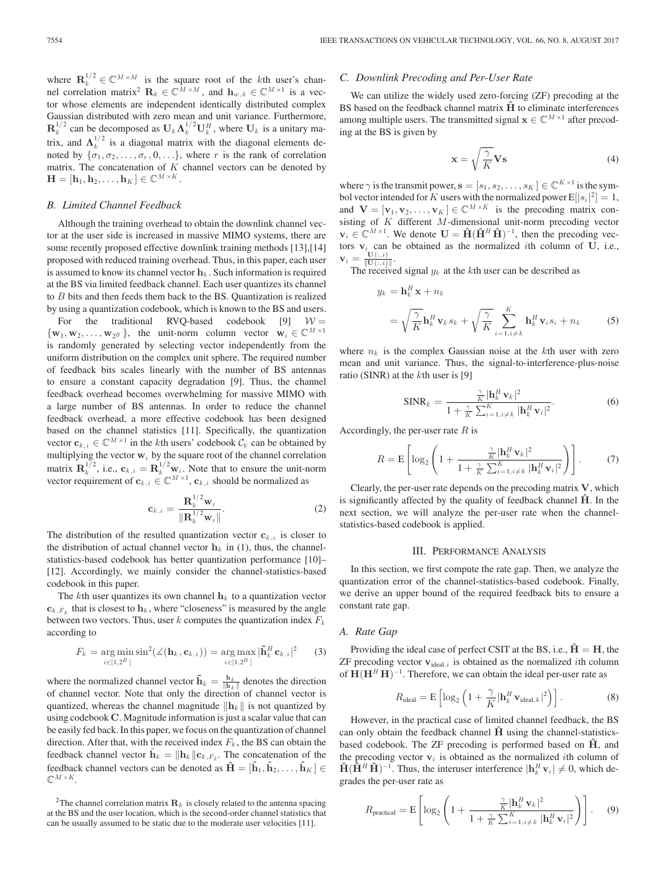where $\mathbf{R}_k^{1/2} \in \mathbb{C}^{M\times M}$ is the square root of the $k$th user's channel correlation matrix[2] $\mathbf{R}_k \in \mathbb{C}^{M\times M}$, and $\mathbf{h}_{w,k} \in \mathbb{C}^{M\times 1}$ is a vector whose elements are independent identically distributed complex Gaussian distributed with zero mean and unit variance. Furthermore, $\mathbf{R}_k^{1/2}$ can be decomposed as $\mathbf{U}_k \mathbf{\Lambda}_k^{1/2} \mathbf{U}_k^H$, where $\mathbf{U}_k$ is a unitary matrix, and $\mathbf{\Lambda}_k^{1/2}$ is a diagonal matrix with the diagonal elements denoted by $\{\sigma_1, \sigma_2, \ldots, \sigma_r, 0, \ldots\}$, where $r$ is the rank of correlation matrix. The concatenation of $K$ channel vectors can be denoted by $\mathbf{H} = [\mathbf{h}_1, \mathbf{h}_2, \ldots, \mathbf{h}_K] \in \mathbb{C}^{M\times K}$.

### B. Limited Channel Feedback

Although the training overhead to obtain the downlink channel vector at the user side is increased in massive MIMO systems, there are some recently proposed effective downlink training methods [13],[14] proposed with reduced training overhead. Thus, in this paper, each user is assumed to know its channel vector $\mathbf{h}_k$. Such information is required at the BS via limited feedback channel. Each user quantizes its channel to $B$ bits and then feeds them back to the BS. Quantization is realized by using a quantization codebook, which is known to the BS and users.

For the traditional RVQ-based codebook [9] $\mathcal{W} = \{\mathbf{w}_1, \mathbf{w}_2, \ldots, \mathbf{w}_{2^B}\}$, the unit-norm column vector $\mathbf{w}_i \in \mathbb{C}^{M\times 1}$ is randomly generated by selecting vector independently from the uniform distribution on the complex unit sphere. The required number of feedback bits scales linearly with the number of BS antennas to ensure a constant capacity degradation [9]. Thus, the channel feedback overhead becomes overwhelming for massive MIMO with a large number of BS antennas. In order to reduce the channel feedback overhead, a more effective codebook has been designed based on the channel statistics [11]. Specifically, the quantization vector $\mathbf{c}_{k,i} \in \mathbb{C}^{M\times 1}$ in the $k$th users' codebook $\mathcal{C}_k$ can be obtained by multiplying the vector $\mathbf{w}_i$ by the square root of the channel correlation matrix $\mathbf{R}_k^{1/2}$, i.e., $\mathbf{c}_{k,i} = \mathbf{R}_k^{1/2}\mathbf{w}_i$. Note that to ensure the unit-norm vector requirement of $\mathbf{c}_{k,i} \in \mathbb{C}^{M\times 1}$, $\mathbf{c}_{k,i}$ should be normalized as

$$\mathbf{c}_{k,i} = \frac{\mathbf{R}_k^{1/2}\mathbf{w}_i}{\|\mathbf{R}_k^{1/2}\mathbf{w}_i\|}. \tag{2}$$

The distribution of the resulted quantization vector $\mathbf{c}_{k,i}$ is closer to the distribution of actual channel vector $\mathbf{h}_k$ in (1), thus, the channel-statistics-based codebook has better quantization performance [10]–[12]. Accordingly, we mainly consider the channel-statistics-based codebook in this paper.

The $k$th user quantizes its own channel $\mathbf{h}_k$ to a quantization vector $\mathbf{c}_{k,F_k}$ that is closest to $\mathbf{h}_k$, where "closeness" is measured by the angle between two vectors. Thus, user $k$ computes the quantization index $F_k$ according to

$$F_k = \mathop{\arg\min}_{i\in[1,2^B]} \sin^2(\measuredangle(\mathbf{h}_k, \mathbf{c}_{k,i})) = \mathop{\arg\max}_{i\in[1,2^B]} |\tilde{\mathbf{h}}_k^H \mathbf{c}_{k,i}|^2 \tag{3}$$

where the normalized channel vector $\tilde{\mathbf{h}}_k = \frac{\mathbf{h}_k}{\|\mathbf{h}_k\|}$ denotes the direction of channel vector. Note that only the direction of channel vector is quantized, whereas the channel magnitude $\|\mathbf{h}_k\|$ is not quantized by using codebook $\mathbf{C}$. Magnitude information is just a scalar value that can be easily fed back. In this paper, we focus on the quantization of channel direction. After that, with the received index $F_k$, the BS can obtain the feedback channel vector $\hat{\mathbf{h}}_k = \|\mathbf{h}_k\|\mathbf{c}_{k,F_k}$. The concatenation of the feedback channel vectors can be denoted as $\hat{\mathbf{H}} = [\hat{\mathbf{h}}_1, \hat{\mathbf{h}}_2, \ldots, \hat{\mathbf{h}}_K] \in \mathbb{C}^{M\times K}$.

[2] The channel correlation matrix $\mathbf{R}_k$ is closely related to the antenna spacing at the BS and the user location, which is the second-order channel statistics that can be usually assumed to be static due to the moderate user velocities [11].

### C. Downlink Precoding and Per-User Rate

We can utilize the widely used zero-forcing (ZF) precoding at the BS based on the feedback channel matrix $\hat{\mathbf{H}}$ to eliminate interferences among multiple users. The transmitted signal $\mathbf{x} \in \mathbb{C}^{M\times 1}$ after precoding at the BS is given by

$$\mathbf{x} = \sqrt{\frac{\gamma}{K}}\mathbf{V}\mathbf{s} \tag{4}$$

where $\gamma$ is the transmit power, $\mathbf{s} = [s_1, s_2, \ldots, s_K] \in \mathbb{C}^{K\times 1}$ is the symbol vector intended for $K$ users with the normalized power $\mathrm{E}[|s_i|^2] = 1$, and $\mathbf{V} = [\mathbf{v}_1, \mathbf{v}_2, \ldots, \mathbf{v}_K] \in \mathbb{C}^{M\times K}$ is the precoding matrix consisting of $K$ different $M$-dimensional unit-norm precoding vector $\mathbf{v}_i \in \mathbb{C}^{M\times 1}$. We denote $\mathbf{U} = \hat{\mathbf{H}}(\hat{\mathbf{H}}^H\hat{\mathbf{H}})^{-1}$, then the precoding vectors $\mathbf{v}_i$ can be obtained as the normalized $i$th column of $\mathbf{U}$, i.e., $\mathbf{v}_i = \frac{\mathbf{U}(:,i)}{\|\mathbf{U}(:,i)\|}$.

The received signal $y_k$ at the $k$th user can be described as

$$\begin{aligned} y_k &= \mathbf{h}_k^H\mathbf{x} + n_k \\ &= \sqrt{\frac{\gamma}{K}}\mathbf{h}_k^H\mathbf{v}_k s_k + \sqrt{\frac{\gamma}{K}}\sum_{i=1,i\neq k}^{K}\mathbf{h}_k^H\mathbf{v}_i s_i + n_k \end{aligned} \tag{5}$$

where $n_k$ is the complex Gaussian noise at the $k$th user with zero mean and unit variance. Thus, the signal-to-interference-plus-noise ratio (SINR) at the $k$th user is [9]

$$\mathrm{SINR}_k = \frac{\frac{\gamma}{K}|\mathbf{h}_k^H\mathbf{v}_k|^2}{1 + \frac{\gamma}{K}\sum_{i=1,i\neq k}^{K}|\mathbf{h}_k^H\mathbf{v}_i|^2}. \tag{6}$$

Accordingly, the per-user rate $R$ is

$$R = \mathrm{E}\left[\log_2\left(1 + \frac{\frac{\gamma}{K}|\mathbf{h}_k^H\mathbf{v}_k|^2}{1 + \frac{\gamma}{K}\sum_{i=1,i\neq k}^{K}|\mathbf{h}_k^H\mathbf{v}_i|^2}\right)\right]. \tag{7}$$

Clearly, the per-user rate depends on the precoding matrix $\mathbf{V}$, which is significantly affected by the quality of feedback channel $\hat{\mathbf{H}}$. In the next section, we will analyze the per-user rate when the channel-statistics-based codebook is applied.

## III. Performance Analysis

In this section, we first compute the rate gap. Then, we analyze the quantization error of the channel-statistics-based codebook. Finally, we derive an upper bound of the required feedback bits to ensure a constant rate gap.

### A. Rate Gap

Providing the ideal case of perfect CSIT at the BS, i.e., $\hat{\mathbf{H}} = \mathbf{H}$, the ZF precoding vector $\mathbf{v}_{\mathrm{ideal},i}$ is obtained as the normalized $i$th column of $\mathbf{H}(\mathbf{H}^H\mathbf{H})^{-1}$. Therefore, we can obtain the ideal per-user rate as

$$R_{\mathrm{ideal}} = \mathrm{E}\left[\log_2\left(1 + \frac{\gamma}{K}|\mathbf{h}_k^H\mathbf{v}_{\mathrm{ideal},k}|^2\right)\right]. \tag{8}$$

However, in the practical case of limited channel feedback, the BS can only obtain the feedback channel $\hat{\mathbf{H}}$ using the channel-statistics-based codebook. The ZF precoding is performed based on $\hat{\mathbf{H}}$, and the precoding vector $\mathbf{v}_i$ is obtained as the normalized $i$th column of $\hat{\mathbf{H}}(\hat{\mathbf{H}}^H\hat{\mathbf{H}})^{-1}$. Thus, the interuser interference $|\mathbf{h}_k^H\mathbf{v}_i| \neq 0$, which degrades the per-user rate as

$$R_{\mathrm{practical}} = \mathrm{E}\left[\log_2\left(1 + \frac{\frac{\gamma}{K}|\mathbf{h}_k^H\mathbf{v}_k|^2}{1 + \frac{\gamma}{K}\sum_{i=1,i\neq k}^{K}|\mathbf{h}_k^H\mathbf{v}_i|^2}\right)\right]. \tag{9}$$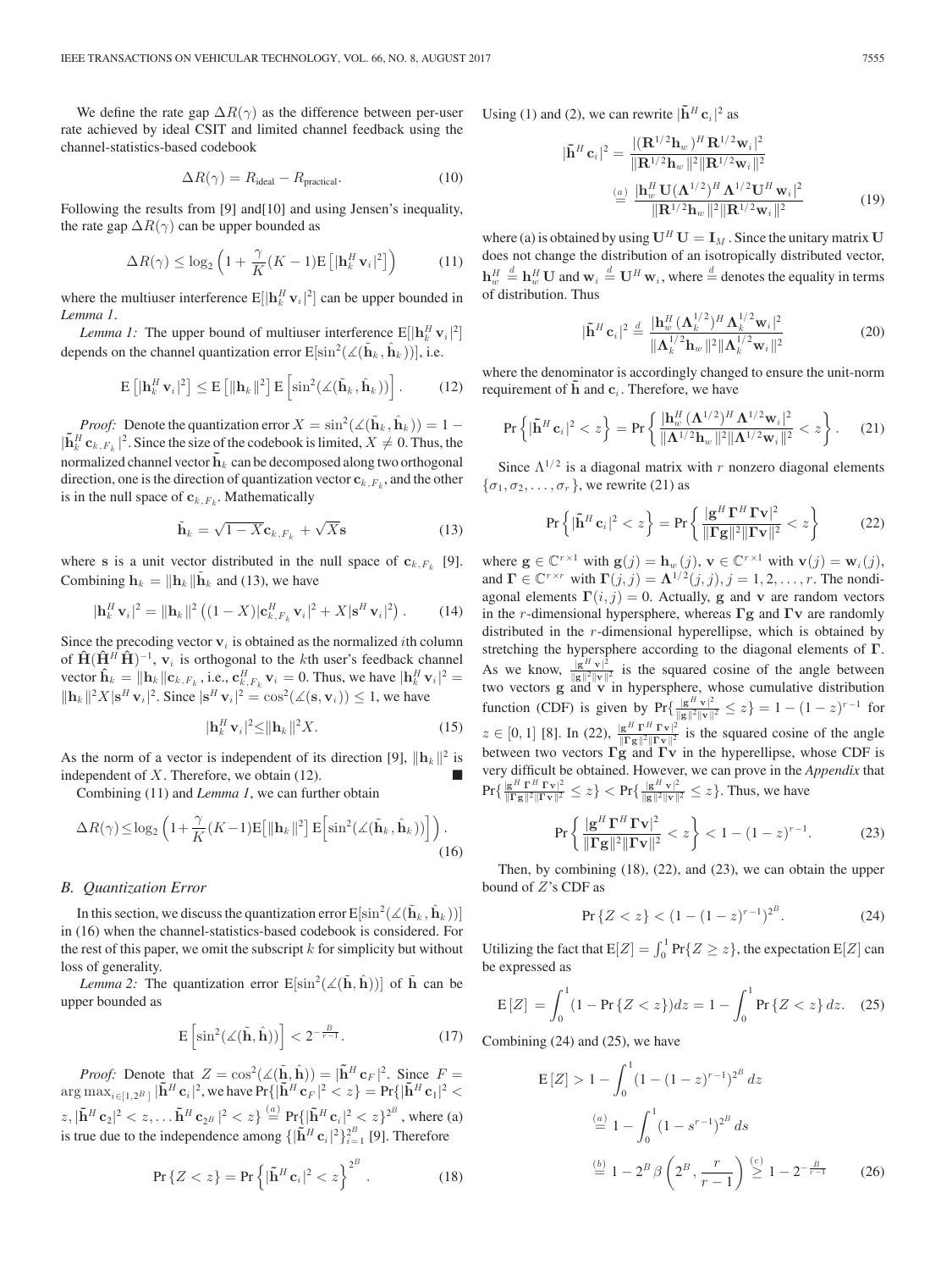We define the rate gap $\Delta R(\gamma)$ as the difference between per-user rate achieved by ideal CSIT and limited channel feedback using the channel-statistics-based codebook

$$\Delta R(\gamma) = R_{\text{ideal}} - R_{\text{practical}}. \tag{10}$$

Following the results from [9] and[10] and using Jensen's inequality, the rate gap $\Delta R(\gamma)$ can be upper bounded as

$$\Delta R(\gamma) \leq \log_2 \left(1 + \frac{\gamma}{K}(K-1)\mathrm{E}\left[|\mathbf{h}_k^H \mathbf{v}_i|^2\right]\right) \tag{11}$$

where the multiuser interference $\mathrm{E}[|\mathbf{h}_k^H \mathbf{v}_i|^2]$ can be upper bounded in *Lemma 1*.

*Lemma 1:* The upper bound of multiuser interference $\mathrm{E}[|\mathbf{h}_k^H \mathbf{v}_i|^2]$ depends on the channel quantization error $\mathrm{E}[\sin^2(\measuredangle(\tilde{\mathbf{h}}_k, \hat{\mathbf{h}}_k))]$, i.e.

$$\mathrm{E}\left[|\mathbf{h}_k^H \mathbf{v}_i|^2\right] \leq \mathrm{E}\left[\|\mathbf{h}_k\|^2\right] \mathrm{E}\left[\sin^2(\measuredangle(\tilde{\mathbf{h}}_k, \hat{\mathbf{h}}_k))\right]. \tag{12}$$

*Proof:* Denote the quantization error $X = \sin^2(\measuredangle(\tilde{\mathbf{h}}_k, \hat{\mathbf{h}}_k)) = 1 - |\tilde{\mathbf{h}}_k^H \mathbf{c}_{k,F_k}|^2$. Since the size of the codebook is limited, $X \neq 0$. Thus, the normalized channel vector $\tilde{\mathbf{h}}_k$ can be decomposed along two orthogonal direction, one is the direction of quantization vector $\mathbf{c}_{k,F_k}$, and the other is in the null space of $\mathbf{c}_{k,F_k}$. Mathematically

$$\tilde{\mathbf{h}}_k = \sqrt{1-X}\mathbf{c}_{k,F_k} + \sqrt{X}\mathbf{s} \tag{13}$$

where $\mathbf{s}$ is a unit vector distributed in the null space of $\mathbf{c}_{k,F_k}$ [9]. Combining $\mathbf{h}_k = \|\mathbf{h}_k\|\tilde{\mathbf{h}}_k$ and (13), we have

$$|\mathbf{h}_k^H \mathbf{v}_i|^2 = \|\mathbf{h}_k\|^2 \left((1-X)|\mathbf{c}_{k,F_k}^H \mathbf{v}_i|^2 + X|\mathbf{s}^H \mathbf{v}_i|^2\right). \tag{14}$$

Since the precoding vector $\mathbf{v}_i$ is obtained as the normalized $i$th column of $\hat{\mathbf{H}}(\hat{\mathbf{H}}^H \hat{\mathbf{H}})^{-1}$, $\mathbf{v}_i$ is orthogonal to the $k$th user's feedback channel vector $\hat{\mathbf{h}}_k = \|\mathbf{h}_k\|\mathbf{c}_{k,F_k}$, i.e., $\mathbf{c}_{k,F_k}^H \mathbf{v}_i = 0$. Thus, we have $|\mathbf{h}_k^H \mathbf{v}_i|^2 = \|\mathbf{h}_k\|^2 X |\mathbf{s}^H \mathbf{v}_i|^2$. Since $|\mathbf{s}^H \mathbf{v}_i|^2 = \cos^2(\measuredangle(\mathbf{s}, \mathbf{v}_i)) \leq 1$, we have

$$|\mathbf{h}_k^H \mathbf{v}_i|^2 \leq \|\mathbf{h}_k\|^2 X. \tag{15}$$

As the norm of a vector is independent of its direction [9], $\|\mathbf{h}_k\|^2$ is independent of $X$. Therefore, we obtain (12). ■

Combining (11) and *Lemma 1*, we can further obtain

$$\Delta R(\gamma) \leq \log_2 \left(1 + \frac{\gamma}{K}(K-1)\mathrm{E}\left[\|\mathbf{h}_k\|^2\right] \mathrm{E}\left[\sin^2(\measuredangle(\tilde{\mathbf{h}}_k, \hat{\mathbf{h}}_k))\right]\right). \tag{16}$$

### B. Quantization Error

In this section, we discuss the quantization error $\mathrm{E}[\sin^2(\measuredangle(\tilde{\mathbf{h}}_k, \hat{\mathbf{h}}_k))]$ in (16) when the channel-statistics-based codebook is considered. For the rest of this paper, we omit the subscript $k$ for simplicity but without loss of generality.

*Lemma 2:* The quantization error $\mathrm{E}[\sin^2(\measuredangle(\tilde{\mathbf{h}}, \hat{\mathbf{h}}))]$ of $\tilde{\mathbf{h}}$ can be upper bounded as

$$\mathrm{E}\left[\sin^2(\measuredangle(\tilde{\mathbf{h}}, \hat{\mathbf{h}}))\right] < 2^{-\frac{B}{r-1}}. \tag{17}$$

*Proof:* Denote that $Z = \cos^2(\measuredangle(\tilde{\mathbf{h}}, \hat{\mathbf{h}})) = |\tilde{\mathbf{h}}^H \mathbf{c}_F|^2$. Since $F = \arg\max_{i \in [1, 2^B]} |\tilde{\mathbf{h}}^H \mathbf{c}_i|^2$, we have $\Pr\{|\tilde{\mathbf{h}}^H \mathbf{c}_F|^2 < z\} = \Pr\{|\tilde{\mathbf{h}}^H \mathbf{c}_1|^2 < z, |\tilde{\mathbf{h}}^H \mathbf{c}_2|^2 < z, \ldots |\tilde{\mathbf{h}}^H \mathbf{c}_{2^B}|^2 < z\} \overset{(a)}{=} \Pr\{|\tilde{\mathbf{h}}^H \mathbf{c}_i|^2 < z\}^{2^B}$, where (a) is true due to the independence among $\{|\tilde{\mathbf{h}}^H \mathbf{c}_i|^2\}_{i=1}^{2^B}$ [9]. Therefore

$$\Pr\{Z < z\} = \Pr\left\{|\tilde{\mathbf{h}}^H \mathbf{c}_i|^2 < z\right\}^{2^B}. \tag{18}$$

Using (1) and (2), we can rewrite $|\tilde{\mathbf{h}}^H \mathbf{c}_i|^2$ as

$$\begin{aligned} |\tilde{\mathbf{h}}^H \mathbf{c}_i|^2 &= \frac{|(\mathbf{R}^{1/2}\mathbf{h}_w)^H \mathbf{R}^{1/2}\mathbf{w}_i|^2}{\|\mathbf{R}^{1/2}\mathbf{h}_w\|^2 \|\mathbf{R}^{1/2}\mathbf{w}_i\|^2} \\ &\overset{(a)}{=} \frac{|\mathbf{h}_w^H \mathbf{U}(\mathbf{\Lambda}^{1/2})^H \mathbf{\Lambda}^{1/2}\mathbf{U}^H \mathbf{w}_i|^2}{\|\mathbf{R}^{1/2}\mathbf{h}_w\|^2 \|\mathbf{R}^{1/2}\mathbf{w}_i\|^2} \end{aligned} \tag{19}$$

where (a) is obtained by using $\mathbf{U}^H\mathbf{U} = \mathbf{I}_M$. Since the unitary matrix $\mathbf{U}$ does not change the distribution of an isotropically distributed vector, $\mathbf{h}_w^H \overset{d}{=} \mathbf{h}_w^H \mathbf{U}$ and $\mathbf{w}_i \overset{d}{=} \mathbf{U}^H \mathbf{w}_i$, where $\overset{d}{=}$ denotes the equality in terms of distribution. Thus

$$|\tilde{\mathbf{h}}^H \mathbf{c}_i|^2 \overset{d}{=} \frac{|\mathbf{h}_w^H (\mathbf{\Lambda}_k^{1/2})^H \mathbf{\Lambda}_k^{1/2}\mathbf{w}_i|^2}{\|\mathbf{\Lambda}_k^{1/2}\mathbf{h}_w\|^2 \|\mathbf{\Lambda}_k^{1/2}\mathbf{w}_i\|^2} \tag{20}$$

where the denominator is accordingly changed to ensure the unit-norm requirement of $\tilde{\mathbf{h}}$ and $\mathbf{c}_i$. Therefore, we have

$$\Pr\left\{|\tilde{\mathbf{h}}^H \mathbf{c}_i|^2 < z\right\} = \Pr\left\{\frac{|\mathbf{h}_w^H (\mathbf{\Lambda}^{1/2})^H \mathbf{\Lambda}^{1/2}\mathbf{w}_i|^2}{\|\mathbf{\Lambda}^{1/2}\mathbf{h}_w\|^2 \|\mathbf{\Lambda}^{1/2}\mathbf{w}_i\|^2} < z\right\}. \tag{21}$$

Since $\Lambda^{1/2}$ is a diagonal matrix with $r$ nonzero diagonal elements $\{\sigma_1, \sigma_2, \ldots, \sigma_r\}$, we rewrite (21) as

$$\Pr\left\{|\tilde{\mathbf{h}}^H \mathbf{c}_i|^2 < z\right\} = \Pr\left\{\frac{|\mathbf{g}^H \mathbf{\Gamma}^H \mathbf{\Gamma}\mathbf{v}|^2}{\|\mathbf{\Gamma}\mathbf{g}\|^2 \|\mathbf{\Gamma}\mathbf{v}\|^2} < z\right\} \tag{22}$$

where $\mathbf{g} \in \mathbb{C}^{r \times 1}$ with $\mathbf{g}(j) = \mathbf{h}_w(j)$, $\mathbf{v} \in \mathbb{C}^{r \times 1}$ with $\mathbf{v}(j) = \mathbf{w}_i(j)$, and $\mathbf{\Gamma} \in \mathbb{C}^{r \times r}$ with $\mathbf{\Gamma}(j,j) = \mathbf{\Lambda}^{1/2}(j,j), j = 1, 2, \ldots, r$. The nondiagonal elements $\mathbf{\Gamma}(i,j) = 0$. Actually, $\mathbf{g}$ and $\mathbf{v}$ are random vectors in the $r$-dimensional hypersphere, whereas $\mathbf{\Gamma}\mathbf{g}$ and $\mathbf{\Gamma}\mathbf{v}$ are randomly distributed in the $r$-dimensional hyperellipse, which is obtained by stretching the hypersphere according to the diagonal elements of $\mathbf{\Gamma}$. As we know, $\frac{|\mathbf{g}^H\mathbf{v}|^2}{\|\mathbf{g}\|^2\|\mathbf{v}\|^2}$ is the squared cosine of the angle between two vectors $\mathbf{g}$ and $\mathbf{v}$ in hypersphere, whose cumulative distribution function (CDF) is given by $\Pr\{\frac{|\mathbf{g}^H\mathbf{v}|^2}{\|\mathbf{g}\|^2\|\mathbf{v}\|^2} \leq z\} = 1 - (1-z)^{r-1}$ for $z \in [0,1]$ [8]. In (22), $\frac{|\mathbf{g}^H\mathbf{\Gamma}^H\mathbf{\Gamma}\mathbf{v}|^2}{\|\mathbf{\Gamma}\mathbf{g}\|^2\|\mathbf{\Gamma}\mathbf{v}\|^2}$ is the squared cosine of the angle between two vectors $\mathbf{\Gamma}\mathbf{g}$ and $\mathbf{\Gamma}\mathbf{v}$ in the hyperellipse, whose CDF is very difficult be obtained. However, we can prove in the *Appendix* that $\Pr\{\frac{|\mathbf{g}^H\mathbf{\Gamma}^H\mathbf{\Gamma}\mathbf{v}|^2}{\|\mathbf{\Gamma}\mathbf{g}\|^2\|\mathbf{\Gamma}\mathbf{v}\|^2} \leq z\} < \Pr\{\frac{|\mathbf{g}^H\mathbf{v}|^2}{\|\mathbf{g}\|^2\|\mathbf{v}\|^2} \leq z\}$. Thus, we have

$$\Pr\left\{\frac{|\mathbf{g}^H\mathbf{\Gamma}^H\mathbf{\Gamma}\mathbf{v}|^2}{\|\mathbf{\Gamma}\mathbf{g}\|^2\|\mathbf{\Gamma}\mathbf{v}\|^2} < z\right\} < 1 - (1-z)^{r-1}. \tag{23}$$

Then, by combining (18), (22), and (23), we can obtain the upper bound of $Z$'s CDF as

$$\Pr\{Z < z\} < (1 - (1-z)^{r-1})^{2^B}. \tag{24}$$

Utilizing the fact that $\mathrm{E}[Z] = \int_0^1 \Pr\{Z \geq z\}$, the expectation $\mathrm{E}[Z]$ can be expressed as

$$\mathrm{E}[Z] = \int_0^1 (1 - \Pr\{Z < z\})dz = 1 - \int_0^1 \Pr\{Z < z\}dz. \tag{25}$$

Combining (24) and (25), we have

$$\begin{aligned} \mathrm{E}[Z] &> 1 - \int_0^1 (1 - (1-z)^{r-1})^{2^B} dz \\ &\overset{(a)}{=} 1 - \int_0^1 (1 - s^{r-1})^{2^B} ds \\ &\overset{(b)}{=} 1 - 2^B \beta\left(2^B, \frac{r}{r-1}\right) \overset{(c)}{\geq} 1 - 2^{-\frac{B}{r-1}} \end{aligned} \tag{26}$$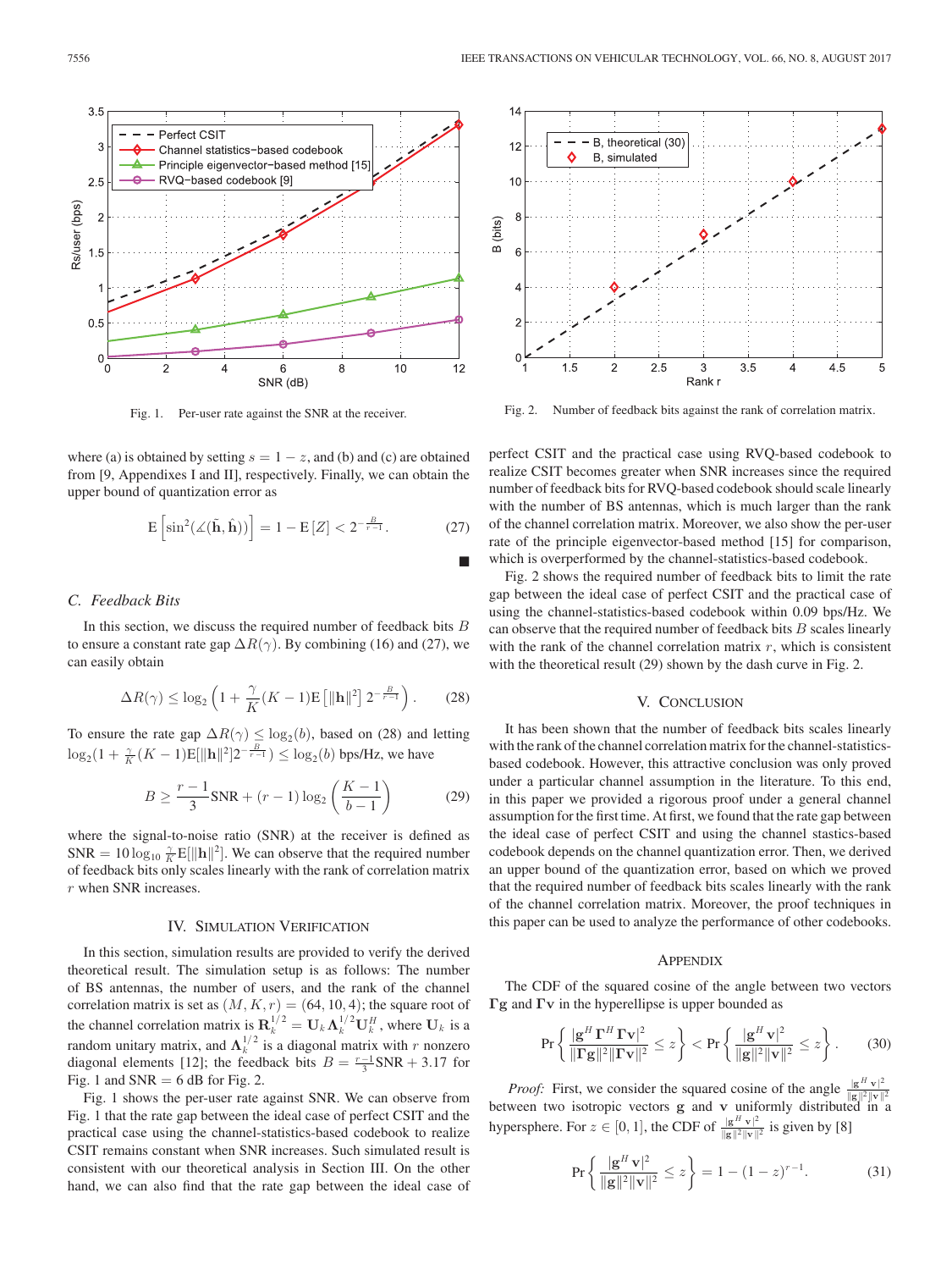Fig. 1. Per-user rate against the SNR at the receiver.

Fig. 2. Number of feedback bits against the rank of correlation matrix.

where (a) is obtained by setting $s = 1 - z$, and (b) and (c) are obtained from [9, Appendixes I and II], respectively. Finally, we can obtain the upper bound of quantization error as

$$\mathrm{E}\left[\sin^2(\measuredangle(\tilde{\mathbf{h}}, \hat{\mathbf{h}}))\right] = 1 - \mathrm{E}\left[Z\right] < 2^{-\frac{B}{r-1}}. \tag{27}$$

■

### C. Feedback Bits

In this section, we discuss the required number of feedback bits $B$ to ensure a constant rate gap $\Delta R(\gamma)$. By combining (16) and (27), we can easily obtain

$$\Delta R(\gamma) \leq \log_2\left(1 + \frac{\gamma}{K}(K-1)\mathrm{E}\left[\|\mathbf{h}\|^2\right] 2^{-\frac{B}{r-1}}\right). \tag{28}$$

To ensure the rate gap $\Delta R(\gamma) \leq \log_2(b)$, based on (28) and letting $\log_2(1 + \frac{\gamma}{K}(K-1)\mathrm{E}[\|\mathbf{h}\|^2]2^{-\frac{B}{r-1}}) \leq \log_2(b)$ bps/Hz, we have

$$B \geq \frac{r-1}{3}\mathrm{SNR} + (r-1)\log_2\left(\frac{K-1}{b-1}\right) \tag{29}$$

where the signal-to-noise ratio (SNR) at the receiver is defined as $\mathrm{SNR} = 10\log_{10}\frac{\gamma}{K}\mathrm{E}[\|\mathbf{h}\|^2]$. We can observe that the required number of feedback bits only scales linearly with the rank of correlation matrix $r$ when SNR increases.

## IV. Simulation Verification

In this section, simulation results are provided to verify the derived theoretical result. The simulation setup is as follows: The number of BS antennas, the number of users, and the rank of the channel correlation matrix is set as $(M, K, r) = (64, 10, 4)$; the square root of the channel correlation matrix is $\mathbf{R}_k^{1/2} = \mathbf{U}_k \mathbf{\Lambda}_k^{1/2} \mathbf{U}_k^H$, where $\mathbf{U}_k$ is a random unitary matrix, and $\mathbf{\Lambda}_k^{1/2}$ is a diagonal matrix with $r$ nonzero diagonal elements [12]; the feedback bits $B = \frac{r-1}{3}\mathrm{SNR} + 3.17$ for Fig. 1 and SNR $= 6$ dB for Fig. 2.

Fig. 1 shows the per-user rate against SNR. We can observe from Fig. 1 that the rate gap between the ideal case of perfect CSIT and the practical case using the channel-statistics-based codebook to realize CSIT remains constant when SNR increases. Such simulated result is consistent with our theoretical analysis in Section III. On the other hand, we can also find that the rate gap between the ideal case of perfect CSIT and the practical case using RVQ-based codebook to realize CSIT becomes greater when SNR increases since the required number of feedback bits for RVQ-based codebook should scale linearly with the number of BS antennas, which is much larger than the rank of the channel correlation matrix. Moreover, we also show the per-user rate of the principle eigenvector-based method [15] for comparison, which is overperformed by the channel-statistics-based codebook.

Fig. 2 shows the required number of feedback bits to limit the rate gap between the ideal case of perfect CSIT and the practical case of using the channel-statistics-based codebook within 0.09 bps/Hz. We can observe that the required number of feedback bits $B$ scales linearly with the rank of the channel correlation matrix $r$, which is consistent with the theoretical result (29) shown by the dash curve in Fig. 2.

## V. Conclusion

It has been shown that the number of feedback bits scales linearly with the rank of the channel correlation matrix for the channel-statistics-based codebook. However, this attractive conclusion was only proved under a particular channel assumption in the literature. To this end, in this paper we provided a rigorous proof under a general channel assumption for the first time. At first, we found that the rate gap between the ideal case of perfect CSIT and using the channel stastics-based codebook depends on the channel quantization error. Then, we derived an upper bound of the quantization error, based on which we proved that the required number of feedback bits scales linearly with the rank of the channel correlation matrix. Moreover, the proof techniques in this paper can be used to analyze the performance of other codebooks.

## Appendix

The CDF of the squared cosine of the angle between two vectors $\mathbf{\Gamma g}$ and $\mathbf{\Gamma v}$ in the hyperellipse is upper bounded as

$$\Pr\left\{\frac{|\mathbf{g}^H\mathbf{\Gamma}^H\mathbf{\Gamma v}|^2}{\|\mathbf{\Gamma g}\|^2\|\mathbf{\Gamma v}\|^2} \leq z\right\} < \Pr\left\{\frac{|\mathbf{g}^H\mathbf{v}|^2}{\|\mathbf{g}\|^2\|\mathbf{v}\|^2} \leq z\right\}. \tag{30}$$

*Proof:* First, we consider the squared cosine of the angle $\frac{|\mathbf{g}^H\mathbf{v}|^2}{\|\mathbf{g}\|^2\|\mathbf{v}\|^2}$ between two isotropic vectors $\mathbf{g}$ and $\mathbf{v}$ uniformly distributed in a hypersphere. For $z \in [0, 1]$, the CDF of $\frac{|\mathbf{g}^H\mathbf{v}|^2}{\|\mathbf{g}\|^2\|\mathbf{v}\|^2}$ is given by [8]

$$\Pr\left\{\frac{|\mathbf{g}^H\mathbf{v}|^2}{\|\mathbf{g}\|^2\|\mathbf{v}\|^2} \leq z\right\} = 1 - (1-z)^{r-1}. \tag{31}$$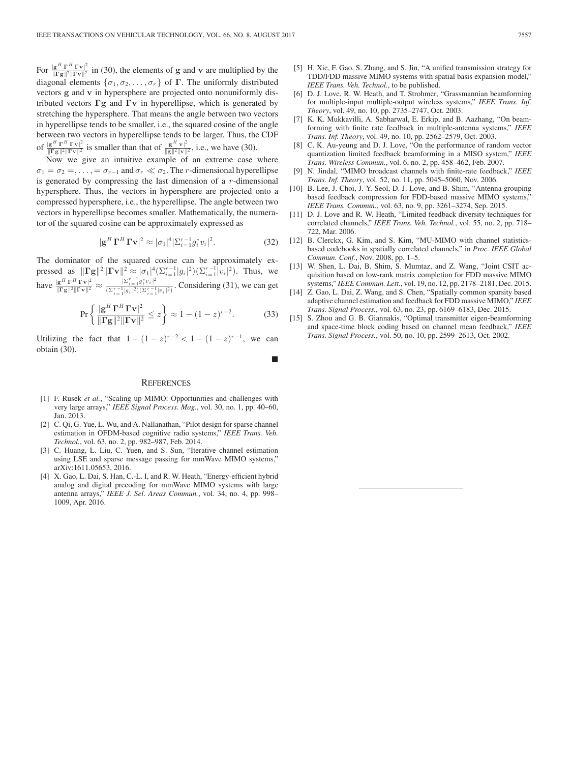For $\frac{|\mathbf{g}^H \boldsymbol{\Gamma}^H \boldsymbol{\Gamma} \mathbf{v}|^2}{\|\boldsymbol{\Gamma}\mathbf{g}\|^2 \|\boldsymbol{\Gamma}\mathbf{v}\|^2}$ in (30), the elements of $\mathbf{g}$ and $\mathbf{v}$ are multiplied by the diagonal elements $\{\sigma_1, \sigma_2, \ldots, \sigma_r\}$ of $\boldsymbol{\Gamma}$. The uniformly distributed vectors $\mathbf{g}$ and $\mathbf{v}$ in hypersphere are projected onto nonuniformly distributed vectors $\boldsymbol{\Gamma}\mathbf{g}$ and $\boldsymbol{\Gamma}\mathbf{v}$ in hyperellipse, which is generated by stretching the hypersphere. That means the angle between two vectors in hyperellipse tends to be smaller, i.e., the squared cosine of the angle between two vectors in hyperellipse tends to be larger. Thus, the CDF of $\frac{|\mathbf{g}^H \boldsymbol{\Gamma}^H \boldsymbol{\Gamma} \mathbf{v}|^2}{\|\boldsymbol{\Gamma}\mathbf{g}\|^2 \|\boldsymbol{\Gamma}\mathbf{v}\|^2}$ is smaller than that of $\frac{|\mathbf{g}^H \mathbf{v}|^2}{\|\mathbf{g}\|^2 \|\mathbf{v}\|^2}$, i.e., we have (30).

Now we give an intuitive example of an extreme case where $\sigma_1 = \sigma_2 =, \ldots, = \sigma_{r-1}$ and $\sigma_r \ll \sigma_2$. The $r$-dimensional hyperellipse is generated by compressing the last dimension of a $r$-dimensional hypersphere. Thus, the vectors in hypersphere are projected onto a compressed hypersphere, i.e., the hyperellipse. The angle between two vectors in hyperellipse becomes smaller. Mathematically, the numerator of the squared cosine can be approximately expressed as

$$|\mathbf{g}^H \boldsymbol{\Gamma}^H \boldsymbol{\Gamma} \mathbf{v}|^2 \approx |\sigma_1|^4 |\Sigma_{i=1}^{r-1} g_i^* v_i|^2. \tag{32}$$

The dominator of the squared cosine can be approximately expressed as $\|\boldsymbol{\Gamma}\mathbf{g}\|^2 \|\boldsymbol{\Gamma}\mathbf{v}\|^2 \approx |\sigma_1|^4 (\Sigma_{i=1}^{r-1} |g_i|^2)(\Sigma_{i=1}^{r-1} |v_i|^2)$. Thus, we have $\frac{|\mathbf{g}^H \boldsymbol{\Gamma}^H \boldsymbol{\Gamma} \mathbf{v}|^2}{\|\boldsymbol{\Gamma}\mathbf{g}\|^2 \|\boldsymbol{\Gamma}\mathbf{v}\|^2} \approx \frac{|\Sigma_{i=1}^{r-1} g_i^* v_i|^2}{(\Sigma_{i=1}^{r-1} |g_i|^2)(\Sigma_{i=1}^{r-1} |v_i|^2)}$. Considering (31), we can get

$$\Pr\left\{ \frac{|\mathbf{g}^H \boldsymbol{\Gamma}^H \boldsymbol{\Gamma} \mathbf{v}|^2}{\|\boldsymbol{\Gamma}\mathbf{g}\|^2 \|\boldsymbol{\Gamma}\mathbf{v}\|^2} \leq z \right\} \approx 1 - (1 - z)^{r-2}. \tag{33}$$

Utilizing the fact that $1 - (1 - z)^{r-2} < 1 - (1 - z)^{r-1}$, we can obtain (30). ■

## References

[1] F. Rusek *et al.*, "Scaling up MIMO: Opportunities and challenges with very large arrays," *IEEE Signal Process. Mag.*, vol. 30, no. 1, pp. 40–60, Jan. 2013.

[2] C. Qi, G. Yue, L. Wu, and A. Nallanathan, "Pilot design for sparse channel estimation in OFDM-based cognitive radio systems," *IEEE Trans. Veh. Technol.*, vol. 63, no. 2, pp. 982–987, Feb. 2014.

[3] C. Huang, L. Liu, C. Yuen, and S. Sun, "Iterative channel estimation using LSE and sparse message passing for mmWave MIMO systems," arXiv:1611.05653, 2016.

[4] X. Gao, L. Dai, S. Han, C.-L. I, and R. W. Heath, "Energy-efficient hybrid analog and digital precoding for mmWave MIMO systems with large antenna arrays," *IEEE J. Sel. Areas Commun.*, vol. 34, no. 4, pp. 998–1009, Apr. 2016.

[5] H. Xie, F. Gao, S. Zhang, and S. Jin, "A unified transmission strategy for TDD/FDD massive MIMO systems with spatial basis expansion model," *IEEE Trans. Veh. Technol.*, to be published.

[6] D. J. Love, R. W. Heath, and T. Strohmer, "Grassmannian beamforming for multiple-input multiple-output wireless systems," *IEEE Trans. Inf. Theory*, vol. 49, no. 10, pp. 2735–2747, Oct. 2003.

[7] K. K. Mukkavilli, A. Sabharwal, E. Erkip, and B. Aazhang, "On beamforming with finite rate feedback in multiple-antenna systems," *IEEE Trans. Inf. Theory*, vol. 49, no. 10, pp. 2562–2579, Oct. 2003.

[8] C. K. Au-yeung and D. J. Love, "On the performance of random vector quantization limited feedback beamforming in a MISO system," *IEEE Trans. Wireless Commun.*, vol. 6, no. 2, pp. 458–462, Feb. 2007.

[9] N. Jindal, "MIMO broadcast channels with finite-rate feedback," *IEEE Trans. Inf. Theory*, vol. 52, no. 11, pp. 5045–5060, Nov. 2006.

[10] B. Lee, J. Choi, J. Y. Seol, D. J. Love, and B. Shim, "Antenna grouping based feedback compression for FDD-based massive MIMO systems," *IEEE Trans. Commun.*, vol. 63, no. 9, pp. 3261–3274, Sep. 2015.

[11] D. J. Love and R. W. Heath, "Limited feedback diversity techniques for correlated channels," *IEEE Trans. Veh. Technol.*, vol. 55, no. 2, pp. 718–722, Mar. 2006.

[12] B. Clerckx, G. Kim, and S. Kim, "MU-MIMO with channel statistics-based codebooks in spatially correlated channels," in *Proc. IEEE Global Commun. Conf.*, Nov. 2008, pp. 1–5.

[13] W. Shen, L. Dai, B. Shim, S. Mumtaz, and Z. Wang, "Joint CSIT acquisition based on low-rank matrix completion for FDD massive MIMO systems," *IEEE Commun. Lett.*, vol. 19, no. 12, pp. 2178–2181, Dec. 2015.

[14] Z. Gao, L. Dai, Z. Wang, and S. Chen, "Spatially common sparsity based adaptive channel estimation and feedback for FDD massive MIMO," *IEEE Trans. Signal Process.*, vol. 63, no. 23, pp. 6169–6183, Dec. 2015.

[15] S. Zhou and G. B. Giannakis, "Optimal transmitter eigen-beamforming and space-time block coding based on channel mean feedback," *IEEE Trans. Signal Process.*, vol. 50, no. 10, pp. 2599–2613, Oct. 2002.